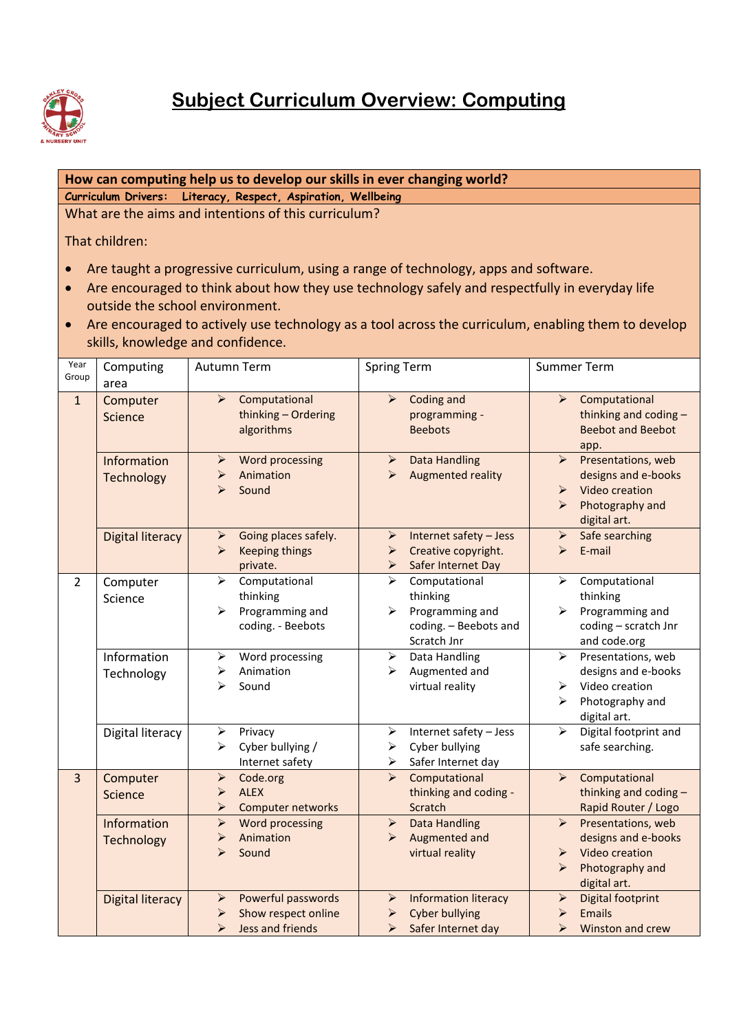# Subject Curriculum Overview: Computing

**How can computing help us to develop our skills in ever changing world?**

**Curriculum Drivers: Literacy, Respect, Aspiration, Wellbeing**

What are the aims and intentions of this curriculum?

That children:

- Are taught a progressive curriculum, using a range of technology, apps and software.
- Are encouraged to think about how they use technology safely and respectfully in everyday life outside the school environment.
- Are encouraged to actively use technology as a tool across the curriculum, enabling them to develop skills, knowledge and confidence.

| Year Group | Computing area | Autumn Term | Spring Term | Summer Term |
|---|---|---|---|---|
| 1 | Computer Science | ➢ Computational thinking – Ordering algorithms | ➢ Coding and programming - Beebots | ➢ Computational thinking and coding – Beebot and Beebot app. |
| | Information Technology | ➢ Word processing<br>➢ Animation<br>➢ Sound | ➢ Data Handling<br>➢ Augmented reality | ➢ Presentations, web designs and e-books<br>➢ Video creation<br>➢ Photography and digital art. |
| | Digital literacy | ➢ Going places safely.<br>➢ Keeping things private. | ➢ Internet safety – Jess<br>➢ Creative copyright.<br>➢ Safer Internet Day | ➢ Safe searching<br>➢ E-mail |
| 2 | Computer Science | ➢ Computational thinking<br>➢ Programming and coding. - Beebots | ➢ Computational thinking<br>➢ Programming and coding. – Beebots and Scratch Jnr | ➢ Computational thinking<br>➢ Programming and coding – scratch Jnr and code.org |
| | Information Technology | ➢ Word processing<br>➢ Animation<br>➢ Sound | ➢ Data Handling<br>➢ Augmented and virtual reality | ➢ Presentations, web designs and e-books<br>➢ Video creation<br>➢ Photography and digital art. |
| | Digital literacy | ➢ Privacy<br>➢ Cyber bullying / Internet safety | ➢ Internet safety – Jess<br>➢ Cyber bullying<br>➢ Safer Internet day | ➢ Digital footprint and safe searching. |
| 3 | Computer Science | ➢ Code.org<br>➢ ALEX<br>➢ Computer networks | ➢ Computational thinking and coding - Scratch | ➢ Computational thinking and coding – Rapid Router / Logo |
| | Information Technology | ➢ Word processing<br>➢ Animation<br>➢ Sound | ➢ Data Handling<br>➢ Augmented and virtual reality | ➢ Presentations, web designs and e-books<br>➢ Video creation<br>➢ Photography and digital art. |
| | Digital literacy | ➢ Powerful passwords<br>➢ Show respect online<br>➢ Jess and friends | ➢ Information literacy<br>➢ Cyber bullying<br>➢ Safer Internet day | ➢ Digital footprint<br>➢ Emails<br>➢ Winston and crew |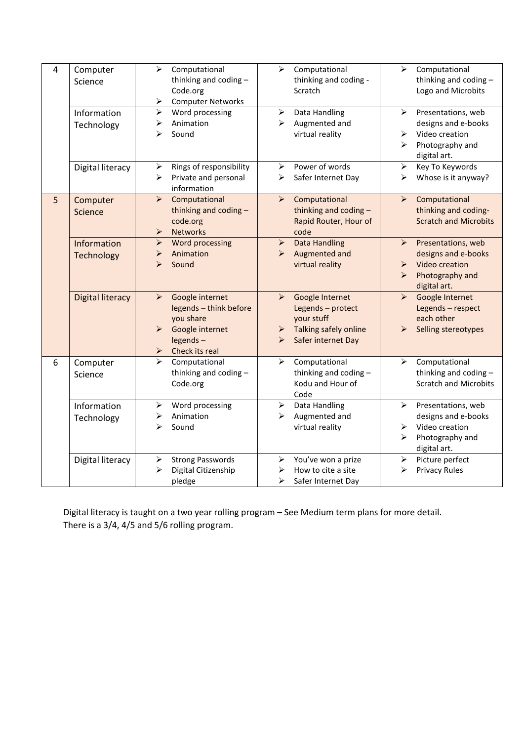| | | | | |
|---|---|---|---|---|
| 4 | Computer Science | ➢ Computational thinking and coding – Code.org<br>➢ Computer Networks | ➢ Computational thinking and coding - Scratch | ➢ Computational thinking and coding – Logo and Microbits |
| | Information Technology | ➢ Word processing<br>➢ Animation<br>➢ Sound | ➢ Data Handling<br>➢ Augmented and virtual reality | ➢ Presentations, web designs and e-books<br>➢ Video creation<br>➢ Photography and digital art. |
| | Digital literacy | ➢ Rings of responsibility<br>➢ Private and personal information | ➢ Power of words<br>➢ Safer Internet Day | ➢ Key To Keywords<br>➢ Whose is it anyway? |
| 5 | Computer Science | ➢ Computational thinking and coding – code.org<br>➢ Networks | ➢ Computational thinking and coding – Rapid Router, Hour of code | ➢ Computational thinking and coding- Scratch and Microbits |
| | Information Technology | ➢ Word processing<br>➢ Animation<br>➢ Sound | ➢ Data Handling<br>➢ Augmented and virtual reality | ➢ Presentations, web designs and e-books<br>➢ Video creation<br>➢ Photography and digital art. |
| | Digital literacy | ➢ Google internet legends – think before you share<br>➢ Google internet legends –<br>➢ Check its real | ➢ Google Internet Legends – protect your stuff<br>➢ Talking safely online<br>➢ Safer internet Day | ➢ Google Internet Legends – respect each other<br>➢ Selling stereotypes |
| 6 | Computer Science | ➢ Computational thinking and coding – Code.org | ➢ Computational thinking and coding – Kodu and Hour of Code | ➢ Computational thinking and coding – Scratch and Microbits |
| | Information Technology | ➢ Word processing<br>➢ Animation<br>➢ Sound | ➢ Data Handling<br>➢ Augmented and virtual reality | ➢ Presentations, web designs and e-books<br>➢ Video creation<br>➢ Photography and digital art. |
| | Digital literacy | ➢ Strong Passwords<br>➢ Digital Citizenship pledge | ➢ You've won a prize<br>➢ How to cite a site<br>➢ Safer Internet Day | ➢ Picture perfect<br>➢ Privacy Rules |

Digital literacy is taught on a two year rolling program – See Medium term plans for more detail. There is a 3/4, 4/5 and 5/6 rolling program.